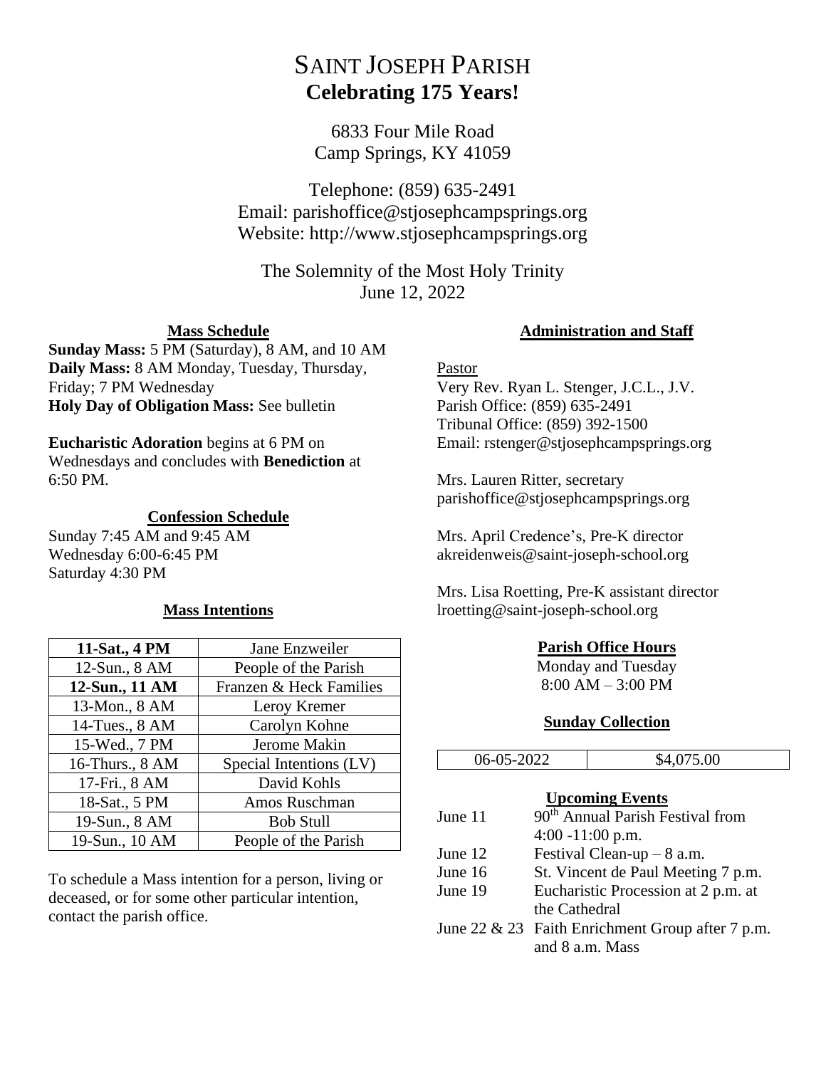# SAINT JOSEPH PARISH
## Celebrating 175 Years!

6833 Four Mile Road
Camp Springs, KY 41059

Telephone: (859) 635-2491
Email: parishoffice@stjosephcampsprings.org
Website: http://www.stjosephcampsprings.org

The Solemnity of the Most Holy Trinity
June 12, 2022

### Mass Schedule

**Sunday Mass:** 5 PM (Saturday), 8 AM, and 10 AM
**Daily Mass:** 8 AM Monday, Tuesday, Thursday, Friday; 7 PM Wednesday
**Holy Day of Obligation Mass:** See bulletin

**Eucharistic Adoration** begins at 6 PM on Wednesdays and concludes with **Benediction** at 6:50 PM.

### Confession Schedule

Sunday 7:45 AM and 9:45 AM
Wednesday 6:00-6:45 PM
Saturday 4:30 PM

### Mass Intentions

| | |
|---|---|
| **11-Sat., 4 PM** | Jane Enzweiler |
| 12-Sun., 8 AM | People of the Parish |
| **12-Sun., 11 AM** | Franzen & Heck Families |
| 13-Mon., 8 AM | Leroy Kremer |
| 14-Tues., 8 AM | Carolyn Kohne |
| 15-Wed., 7 PM | Jerome Makin |
| 16-Thurs., 8 AM | Special Intentions (LV) |
| 17-Fri., 8 AM | David Kohls |
| 18-Sat., 5 PM | Amos Ruschman |
| 19-Sun., 8 AM | Bob Stull |
| 19-Sun., 10 AM | People of the Parish |

To schedule a Mass intention for a person, living or deceased, or for some other particular intention, contact the parish office.

### Administration and Staff

Pastor
Very Rev. Ryan L. Stenger, J.C.L., J.V.
Parish Office: (859) 635-2491
Tribunal Office: (859) 392-1500
Email: rstenger@stjosephcampsprings.org

Mrs. Lauren Ritter, secretary
parishoffice@stjosephcampsprings.org

Mrs. April Credence's, Pre-K director
akreidenweis@saint-joseph-school.org

Mrs. Lisa Roetting, Pre-K assistant director
lroetting@saint-joseph-school.org

### Parish Office Hours

Monday and Tuesday
8:00 AM – 3:00 PM

### Sunday Collection

| | |
|---|---|
| 06-05-2022 | \$4,075.00 |

### Upcoming Events

| | |
|---|---|
| June 11 | 90th Annual Parish Festival from 4:00 -11:00 p.m. |
| June 12 | Festival Clean-up – 8 a.m. |
| June 16 | St. Vincent de Paul Meeting 7 p.m. |
| June 19 | Eucharistic Procession at 2 p.m. at the Cathedral |
| June 22 & 23 | Faith Enrichment Group after 7 p.m. and 8 a.m. Mass |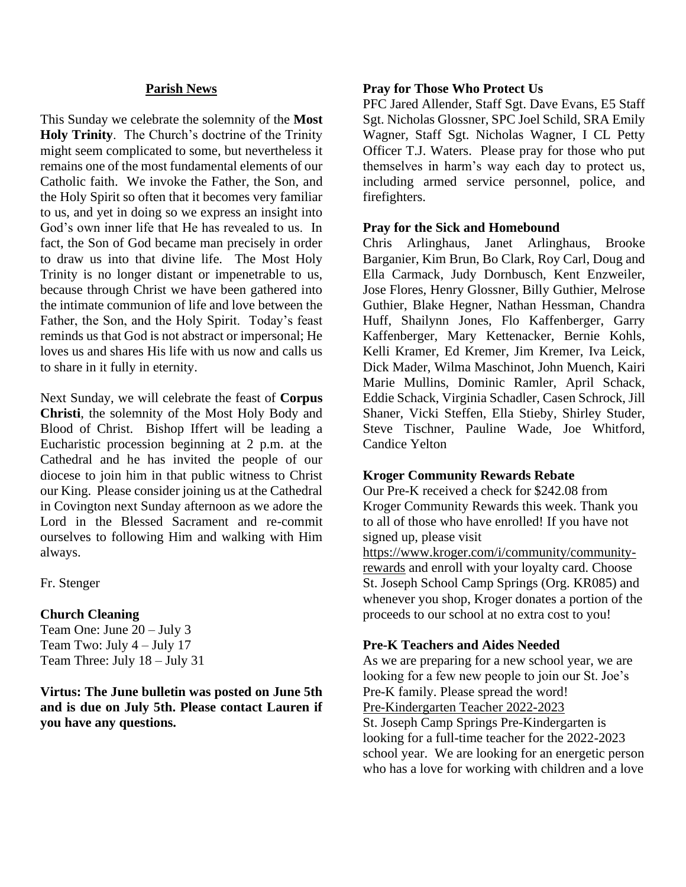## Parish News

This Sunday we celebrate the solemnity of the **Most Holy Trinity**. The Church's doctrine of the Trinity might seem complicated to some, but nevertheless it remains one of the most fundamental elements of our Catholic faith. We invoke the Father, the Son, and the Holy Spirit so often that it becomes very familiar to us, and yet in doing so we express an insight into God's own inner life that He has revealed to us. In fact, the Son of God became man precisely in order to draw us into that divine life. The Most Holy Trinity is no longer distant or impenetrable to us, because through Christ we have been gathered into the intimate communion of life and love between the Father, the Son, and the Holy Spirit. Today's feast reminds us that God is not abstract or impersonal; He loves us and shares His life with us now and calls us to share in it fully in eternity.

Next Sunday, we will celebrate the feast of **Corpus Christi**, the solemnity of the Most Holy Body and Blood of Christ. Bishop Iffert will be leading a Eucharistic procession beginning at 2 p.m. at the Cathedral and he has invited the people of our diocese to join him in that public witness to Christ our King. Please consider joining us at the Cathedral in Covington next Sunday afternoon as we adore the Lord in the Blessed Sacrament and re-commit ourselves to following Him and walking with Him always.

Fr. Stenger

**Church Cleaning**

Team One: June 20 – July 3
Team Two: July 4 – July 17
Team Three: July 18 – July 31

**Virtus: The June bulletin was posted on June 5th and is due on July 5th. Please contact Lauren if you have any questions.**

**Pray for Those Who Protect Us**

PFC Jared Allender, Staff Sgt. Dave Evans, E5 Staff Sgt. Nicholas Glossner, SPC Joel Schild, SRA Emily Wagner, Staff Sgt. Nicholas Wagner, I CL Petty Officer T.J. Waters. Please pray for those who put themselves in harm's way each day to protect us, including armed service personnel, police, and firefighters.

**Pray for the Sick and Homebound**

Chris Arlinghaus, Janet Arlinghaus, Brooke Barganier, Kim Brun, Bo Clark, Roy Carl, Doug and Ella Carmack, Judy Dornbusch, Kent Enzweiler, Jose Flores, Henry Glossner, Billy Guthier, Melrose Guthier, Blake Hegner, Nathan Hessman, Chandra Huff, Shailynn Jones, Flo Kaffenberger, Garry Kaffenberger, Mary Kettenacker, Bernie Kohls, Kelli Kramer, Ed Kremer, Jim Kremer, Iva Leick, Dick Mader, Wilma Maschinot, John Muench, Kairi Marie Mullins, Dominic Ramler, April Schack, Eddie Schack, Virginia Schadler, Casen Schrock, Jill Shaner, Vicki Steffen, Ella Stieby, Shirley Studer, Steve Tischner, Pauline Wade, Joe Whitford, Candice Yelton

**Kroger Community Rewards Rebate**

Our Pre-K received a check for $242.08 from Kroger Community Rewards this week. Thank you to all of those who have enrolled! If you have not signed up, please visit https://www.kroger.com/i/community/community-rewards and enroll with your loyalty card. Choose St. Joseph School Camp Springs (Org. KR085) and whenever you shop, Kroger donates a portion of the proceeds to our school at no extra cost to you!

**Pre-K Teachers and Aides Needed**

As we are preparing for a new school year, we are looking for a few new people to join our St. Joe's Pre-K family. Please spread the word!

Pre-Kindergarten Teacher 2022-2023

St. Joseph Camp Springs Pre-Kindergarten is looking for a full-time teacher for the 2022-2023 school year. We are looking for an energetic person who has a love for working with children and a love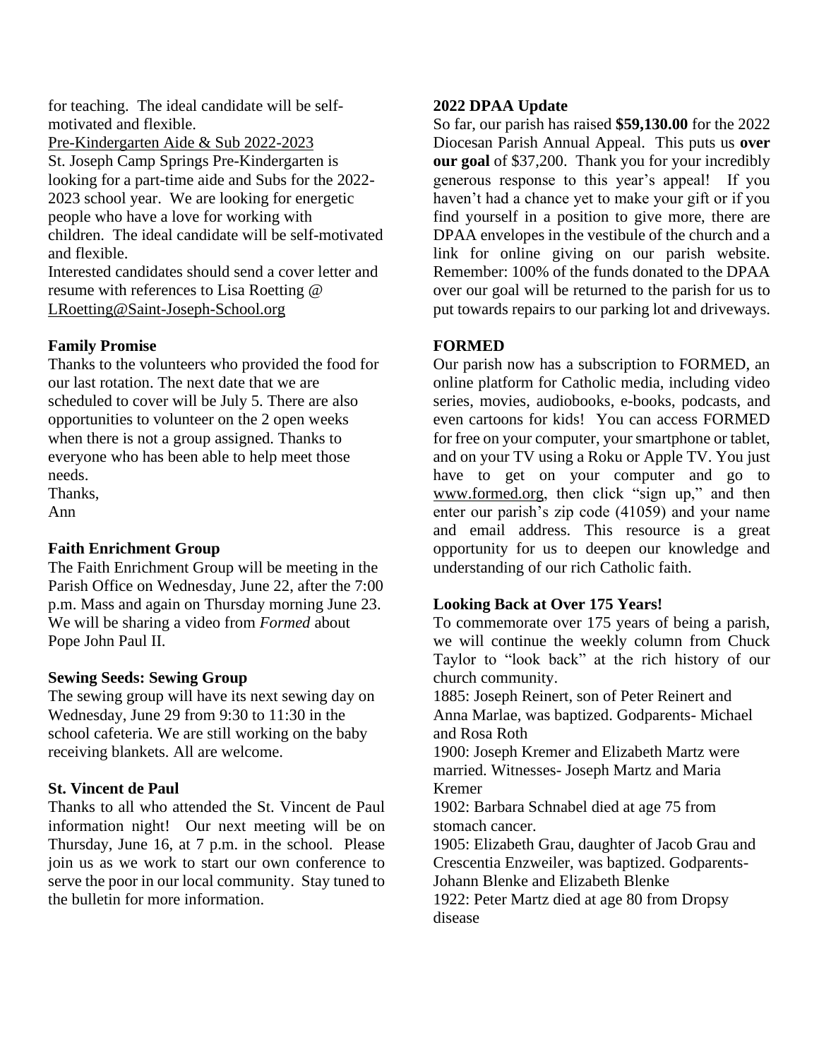for teaching. The ideal candidate will be self-motivated and flexible.

Pre-Kindergarten Aide & Sub 2022-2023

St. Joseph Camp Springs Pre-Kindergarten is looking for a part-time aide and Subs for the 2022-2023 school year. We are looking for energetic people who have a love for working with children. The ideal candidate will be self-motivated and flexible.

Interested candidates should send a cover letter and resume with references to Lisa Roetting @ LRoetting@Saint-Joseph-School.org

**Family Promise**

Thanks to the volunteers who provided the food for our last rotation. The next date that we are scheduled to cover will be July 5. There are also opportunities to volunteer on the 2 open weeks when there is not a group assigned. Thanks to everyone who has been able to help meet those needs.

Thanks,
Ann

**Faith Enrichment Group**

The Faith Enrichment Group will be meeting in the Parish Office on Wednesday, June 22, after the 7:00 p.m. Mass and again on Thursday morning June 23. We will be sharing a video from *Formed* about Pope John Paul II.

**Sewing Seeds: Sewing Group**

The sewing group will have its next sewing day on Wednesday, June 29 from 9:30 to 11:30 in the school cafeteria. We are still working on the baby receiving blankets. All are welcome.

**St. Vincent de Paul**

Thanks to all who attended the St. Vincent de Paul information night! Our next meeting will be on Thursday, June 16, at 7 p.m. in the school. Please join us as we work to start our own conference to serve the poor in our local community. Stay tuned to the bulletin for more information.

**2022 DPAA Update**

So far, our parish has raised **$59,130.00** for the 2022 Diocesan Parish Annual Appeal. This puts us **over our goal** of $37,200. Thank you for your incredibly generous response to this year's appeal! If you haven't had a chance yet to make your gift or if you find yourself in a position to give more, there are DPAA envelopes in the vestibule of the church and a link for online giving on our parish website. Remember: 100% of the funds donated to the DPAA over our goal will be returned to the parish for us to put towards repairs to our parking lot and driveways.

**FORMED**

Our parish now has a subscription to FORMED, an online platform for Catholic media, including video series, movies, audiobooks, e-books, podcasts, and even cartoons for kids! You can access FORMED for free on your computer, your smartphone or tablet, and on your TV using a Roku or Apple TV. You just have to get on your computer and go to www.formed.org, then click "sign up," and then enter our parish's zip code (41059) and your name and email address. This resource is a great opportunity for us to deepen our knowledge and understanding of our rich Catholic faith.

**Looking Back at Over 175 Years!**

To commemorate over 175 years of being a parish, we will continue the weekly column from Chuck Taylor to "look back" at the rich history of our church community.

1885: Joseph Reinert, son of Peter Reinert and Anna Marlae, was baptized. Godparents- Michael and Rosa Roth

1900: Joseph Kremer and Elizabeth Martz were married. Witnesses- Joseph Martz and Maria Kremer

1902: Barbara Schnabel died at age 75 from stomach cancer.

1905: Elizabeth Grau, daughter of Jacob Grau and Crescentia Enzweiler, was baptized. Godparents- Johann Blenke and Elizabeth Blenke

1922: Peter Martz died at age 80 from Dropsy disease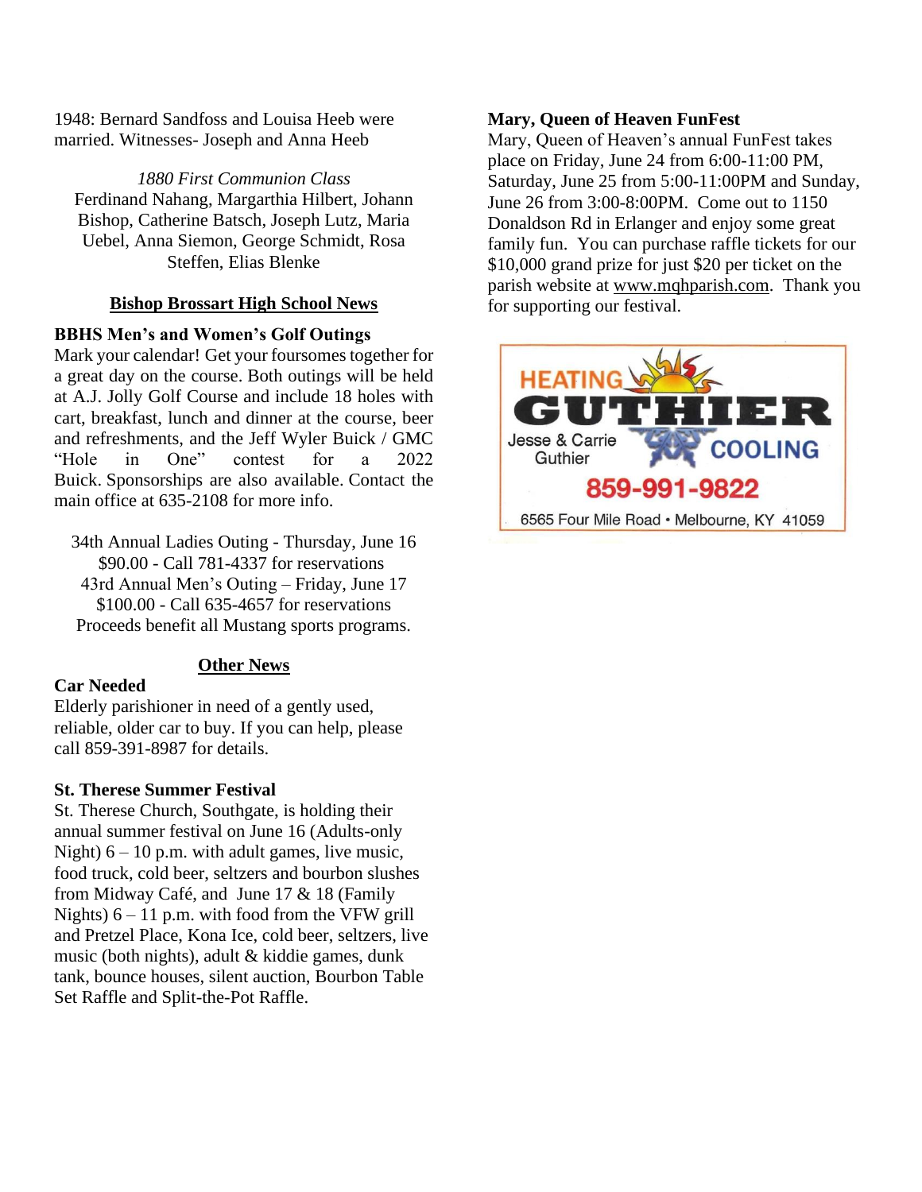1948: Bernard Sandfoss and Louisa Heeb were married. Witnesses- Joseph and Anna Heeb

*1880 First Communion Class*
Ferdinand Nahang, Margarthia Hilbert, Johann Bishop, Catherine Batsch, Joseph Lutz, Maria Uebel, Anna Siemon, George Schmidt, Rosa Steffen, Elias Blenke

## Bishop Brossart High School News

**BBHS Men's and Women's Golf Outings**
Mark your calendar! Get your foursomes together for a great day on the course. Both outings will be held at A.J. Jolly Golf Course and include 18 holes with cart, breakfast, lunch and dinner at the course, beer and refreshments, and the Jeff Wyler Buick / GMC "Hole in One" contest for a 2022 Buick. Sponsorships are also available. Contact the main office at 635-2108 for more info.

34th Annual Ladies Outing - Thursday, June 16
$90.00 - Call 781-4337 for reservations
43rd Annual Men's Outing – Friday, June 17
$100.00 - Call 635-4657 for reservations
Proceeds benefit all Mustang sports programs.

## Other News

**Car Needed**
Elderly parishioner in need of a gently used, reliable, older car to buy. If you can help, please call 859-391-8987 for details.

**St. Therese Summer Festival**
St. Therese Church, Southgate, is holding their annual summer festival on June 16 (Adults-only Night) 6 – 10 p.m. with adult games, live music, food truck, cold beer, seltzers and bourbon slushes from Midway Café, and June 17 & 18 (Family Nights) 6 – 11 p.m. with food from the VFW grill and Pretzel Place, Kona Ice, cold beer, seltzers, live music (both nights), adult & kiddie games, dunk tank, bounce houses, silent auction, Bourbon Table Set Raffle and Split-the-Pot Raffle.

**Mary, Queen of Heaven FunFest**
Mary, Queen of Heaven's annual FunFest takes place on Friday, June 24 from 6:00-11:00 PM, Saturday, June 25 from 5:00-11:00PM and Sunday, June 26 from 3:00-8:00PM. Come out to 1150 Donaldson Rd in Erlanger and enjoy some great family fun. You can purchase raffle tickets for our $10,000 grand prize for just $20 per ticket on the parish website at www.mqhparish.com. Thank you for supporting our festival.

HEATING GUTHIER COOLING
Jesse & Carrie Guthier
859-991-9822
6565 Four Mile Road • Melbourne, KY 41059